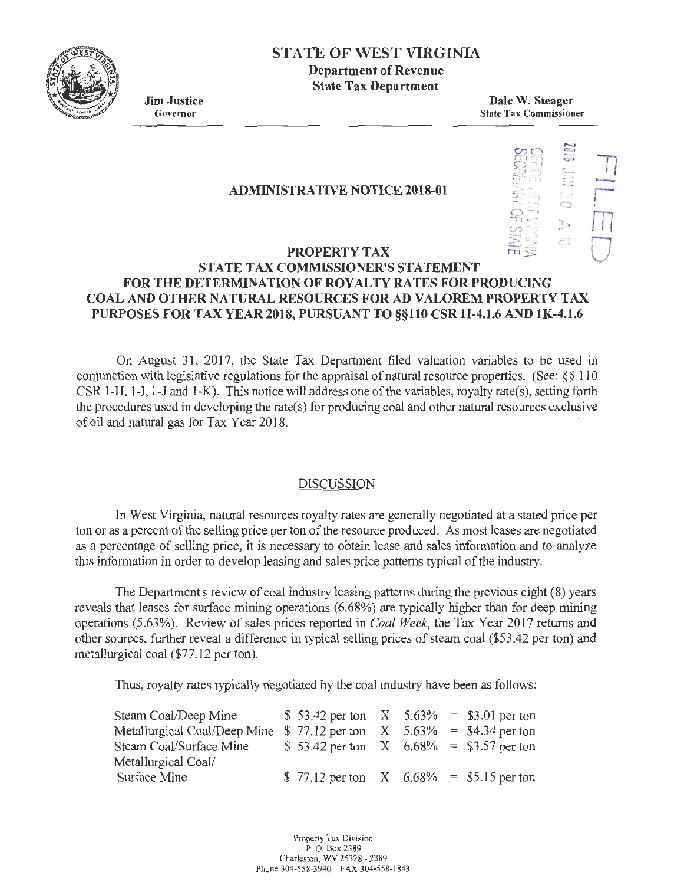# STATE OF WEST VIRGINIA

**Department of Revenue**
**State Tax Department**

**Jim Justice**
Governor

**Dale W. Steager**
State Tax Commissioner

FILED
2018 JAN 30 A 10
OFFICE WEST VIRGINIA
SECRETARY OF STATE

## ADMINISTRATIVE NOTICE 2018-01

## PROPERTY TAX
## STATE TAX COMMISSIONER'S STATEMENT FOR THE DETERMINATION OF ROYALTY RATES FOR PRODUCING COAL AND OTHER NATURAL RESOURCES FOR AD VALOREM PROPERTY TAX PURPOSES FOR TAX YEAR 2018, PURSUANT TO §§110 CSR 1I-4.1.6 AND 1K-4.1.6

On August 31, 2017, the State Tax Department filed valuation variables to be used in conjunction with legislative regulations for the appraisal of natural resource properties. (See: §§ 110 CSR 1-H, 1-I, 1-J and 1-K). This notice will address one of the variables, royalty rate(s), setting forth the procedures used in developing the rate(s) for producing coal and other natural resources exclusive of oil and natural gas for Tax Year 2018.

### DISCUSSION

In West Virginia, natural resources royalty rates are generally negotiated at a stated price per ton or as a percent of the selling price per ton of the resource produced. As most leases are negotiated as a percentage of selling price, it is necessary to obtain lease and sales information and to analyze this information in order to develop leasing and sales price patterns typical of the industry.

The Department's review of coal industry leasing patterns during the previous eight (8) years reveals that leases for surface mining operations (6.68%) are typically higher than for deep mining operations (5.63%). Review of sales prices reported in *Coal Week*, the Tax Year 2017 returns and other sources, further reveal a difference in typical selling prices of steam coal ($53.42 per ton) and metallurgical coal ($77.12 per ton).

Thus, royalty rates typically negotiated by the coal industry have been as follows:

| | | | | | |
|---|---|---|---|---|---|
| Steam Coal/Deep Mine | $ 53.42 per ton | X | 5.63% | = | $3.01 per ton |
| Metallurgical Coal/Deep Mine | $ 77.12 per ton | X | 5.63% | = | $4.34 per ton |
| Steam Coal/Surface Mine | $ 53.42 per ton | X | 6.68% | = | $3.57 per ton |
| Metallurgical Coal/ Surface Mine | $ 77.12 per ton | X | 6.68% | = | $5.15 per ton |

Property Tax Division
P. O. Box 2389
Charleston, WV 25328 - 2389
Phone 304-558-3940 FAX 304-558-1843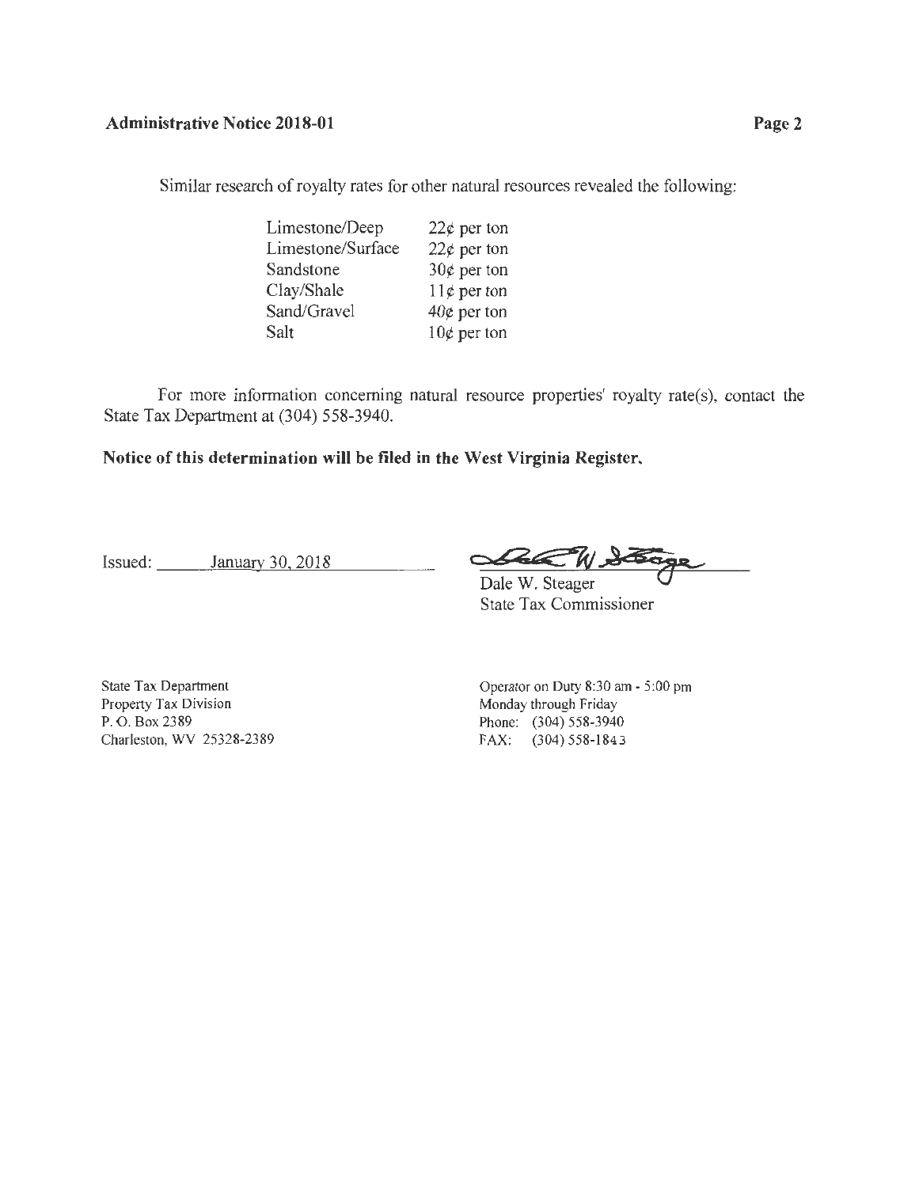Similar research of royalty rates for other natural resources revealed the following:

| | |
|---|---|
| Limestone/Deep | 22¢ per ton |
| Limestone/Surface | 22¢ per ton |
| Sandstone | 30¢ per ton |
| Clay/Shale | 11¢ per ton |
| Sand/Gravel | 40¢ per ton |
| Salt | 10¢ per ton |

For more information concerning natural resource properties' royalty rate(s), contact the State Tax Department at (304) 558-3940.

**Notice of this determination will be filed in the West Virginia Register.**

Issued: January 30, 2018

Dale W. Steager
State Tax Commissioner

State Tax Department
Property Tax Division
P. O. Box 2389
Charleston, WV 25328-2389

Operator on Duty 8:30 am - 5:00 pm
Monday through Friday
Phone: (304) 558-3940
FAX: (304) 558-1843